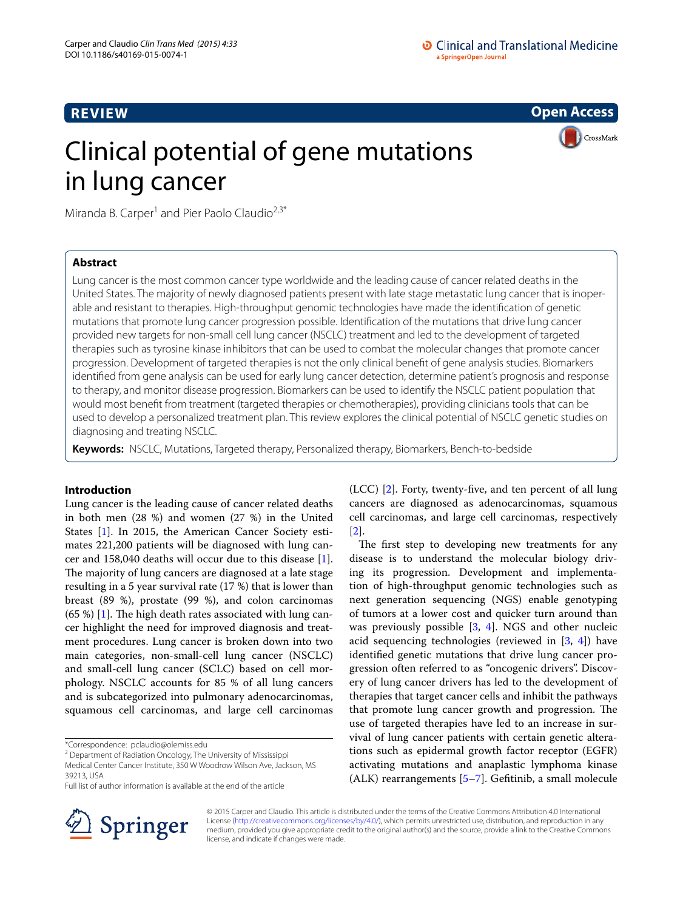**REVIEW** **Open Access**

# Clinical potential of gene mutations in lung cancer

Miranda B. Carper[1] and Pier Paolo Claudio[2,3*]

## Abstract

Lung cancer is the most common cancer type worldwide and the leading cause of cancer related deaths in the United States. The majority of newly diagnosed patients present with late stage metastatic lung cancer that is inoperable and resistant to therapies. High-throughput genomic technologies have made the identification of genetic mutations that promote lung cancer progression possible. Identification of the mutations that drive lung cancer provided new targets for non-small cell lung cancer (NSCLC) treatment and led to the development of targeted therapies such as tyrosine kinase inhibitors that can be used to combat the molecular changes that promote cancer progression. Development of targeted therapies is not the only clinical benefit of gene analysis studies. Biomarkers identified from gene analysis can be used for early lung cancer detection, determine patient's prognosis and response to therapy, and monitor disease progression. Biomarkers can be used to identify the NSCLC patient population that would most benefit from treatment (targeted therapies or chemotherapies), providing clinicians tools that can be used to develop a personalized treatment plan. This review explores the clinical potential of NSCLC genetic studies on diagnosing and treating NSCLC.

**Keywords:** NSCLC, Mutations, Targeted therapy, Personalized therapy, Biomarkers, Bench-to-bedside

## Introduction

Lung cancer is the leading cause of cancer related deaths in both men (28 %) and women (27 %) in the United States [1]. In 2015, the American Cancer Society estimates 221,200 patients will be diagnosed with lung cancer and 158,040 deaths will occur due to this disease [1]. The majority of lung cancers are diagnosed at a late stage resulting in a 5 year survival rate (17 %) that is lower than breast (89 %), prostate (99 %), and colon carcinomas (65 %) [1]. The high death rates associated with lung cancer highlight the need for improved diagnosis and treatment procedures. Lung cancer is broken down into two main categories, non-small-cell lung cancer (NSCLC) and small-cell lung cancer (SCLC) based on cell morphology. NSCLC accounts for 85 % of all lung cancers and is subcategorized into pulmonary adenocarcinomas, squamous cell carcinomas, and large cell carcinomas (LCC) [2]. Forty, twenty-five, and ten percent of all lung cancers are diagnosed as adenocarcinomas, squamous cell carcinomas, and large cell carcinomas, respectively [2].

The first step to developing new treatments for any disease is to understand the molecular biology driving its progression. Development and implementation of high-throughput genomic technologies such as next generation sequencing (NGS) enable genotyping of tumors at a lower cost and quicker turn around than was previously possible [3, 4]. NGS and other nucleic acid sequencing technologies (reviewed in [3, 4]) have identified genetic mutations that drive lung cancer progression often referred to as "oncogenic drivers". Discovery of lung cancer drivers has led to the development of therapies that target cancer cells and inhibit the pathways that promote lung cancer growth and progression. The use of targeted therapies have led to an increase in survival of lung cancer patients with certain genetic alterations such as epidermal growth factor receptor (EGFR) activating mutations and anaplastic lymphoma kinase (ALK) rearrangements [5–7]. Gefitinib, a small molecule

*Correspondence: pclaudio@olemiss.edu
[2] Department of Radiation Oncology, The University of Mississippi Medical Center Cancer Institute, 350 W Woodrow Wilson Ave, Jackson, MS 39213, USA
Full list of author information is available at the end of the article

© 2015 Carper and Claudio. This article is distributed under the terms of the Creative Commons Attribution 4.0 International License (http://creativecommons.org/licenses/by/4.0/), which permits unrestricted use, distribution, and reproduction in any medium, provided you give appropriate credit to the original author(s) and the source, provide a link to the Creative Commons license, and indicate if changes were made.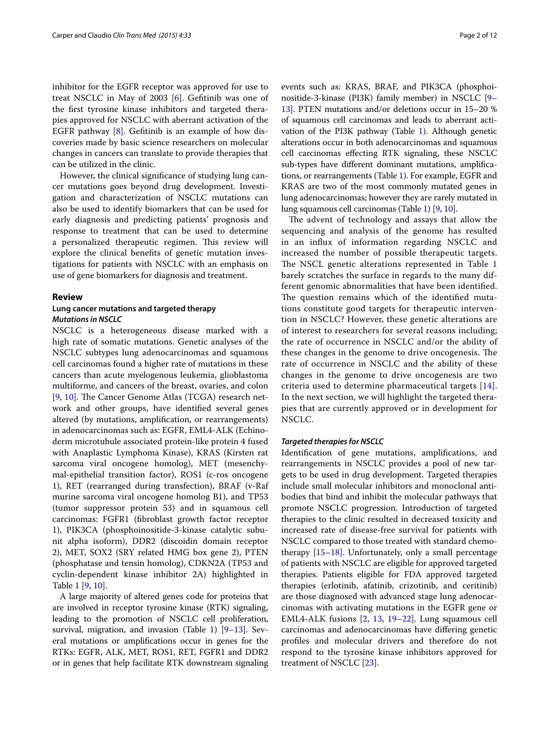inhibitor for the EGFR receptor was approved for use to treat NSCLC in May of 2003 [6]. Gefitinib was one of the first tyrosine kinase inhibitors and targeted therapies approved for NSCLC with aberrant activation of the EGFR pathway [8]. Gefitinib is an example of how discoveries made by basic science researchers on molecular changes in cancers can translate to provide therapies that can be utilized in the clinic.

However, the clinical significance of studying lung cancer mutations goes beyond drug development. Investigation and characterization of NSCLC mutations can also be used to identify biomarkers that can be used for early diagnosis and predicting patients' prognosis and response to treatment that can be used to determine a personalized therapeutic regimen. This review will explore the clinical benefits of genetic mutation investigations for patients with NSCLC with an emphasis on use of gene biomarkers for diagnosis and treatment.

## Review

### Lung cancer mutations and targeted therapy

#### *Mutations in NSCLC*

NSCLC is a heterogeneous disease marked with a high rate of somatic mutations. Genetic analyses of the NSCLC subtypes lung adenocarcinomas and squamous cell carcinomas found a higher rate of mutations in these cancers than acute myelogenous leukemia, glioblastoma multiforme, and cancers of the breast, ovaries, and colon [9, 10]. The Cancer Genome Atlas (TCGA) research network and other groups, have identified several genes altered (by mutations, amplification, or rearrangements) in adenocarcinomas such as: EGFR, EML4-ALK (Echinoderm microtubule associated protein-like protein 4 fused with Anaplastic Lymphoma Kinase), KRAS (Kirsten rat sarcoma viral oncogene homolog), MET (mesenchymal-epithelial transition factor), ROS1 (c-ros oncogene 1), RET (rearranged during transfection), BRAF (v-Raf murine sarcoma viral oncogene homolog B1), and TP53 (tumor suppressor protein 53) and in squamous cell carcinomas: FGFR1 (fibroblast growth factor receptor 1), PIK3CA (phosphoinositide-3-kinase catalytic subunit alpha isoform), DDR2 (discoidin domain receptor 2), MET, SOX2 (SRY related HMG box gene 2), PTEN (phosphatase and tensin homolog), CDKN2A (TP53 and cyclin-dependent kinase inhibitor 2A) highlighted in Table 1 [9, 10].

A large majority of altered genes code for proteins that are involved in receptor tyrosine kinase (RTK) signaling, leading to the promotion of NSCLC cell proliferation, survival, migration, and invasion (Table 1) [9–13]. Several mutations or amplifications occur in genes for the RTKs: EGFR, ALK, MET, ROS1, RET, FGFR1 and DDR2 or in genes that help facilitate RTK downstream signaling events such as: KRAS, BRAF, and PIK3CA (phosphoinositide-3-kinase (PI3K) family member) in NSCLC [9–13]. PTEN mutations and/or deletions occur in 15–20 % of squamous cell carcinomas and leads to aberrant activation of the PI3K pathway (Table 1). Although genetic alterations occur in both adenocarcinomas and squamous cell carcinomas effecting RTK signaling, these NSCLC sub-types have different dominant mutations, amplifications, or rearrangements (Table 1). For example, EGFR and KRAS are two of the most commonly mutated genes in lung adenocarcinomas; however they are rarely mutated in lung squamous cell carcinomas (Table 1) [9, 10].

The advent of technology and assays that allow the sequencing and analysis of the genome has resulted in an influx of information regarding NSCLC and increased the number of possible therapeutic targets. The NSCL genetic alterations represented in Table 1 barely scratches the surface in regards to the many different genomic abnormalities that have been identified. The question remains which of the identified mutations constitute good targets for therapeutic intervention in NSCLC? However, these genetic alterations are of interest to researchers for several reasons including; the rate of occurrence in NSCLC and/or the ability of these changes in the genome to drive oncogenesis. The rate of occurrence in NSCLC and the ability of these changes in the genome to drive oncogenesis are two criteria used to determine pharmaceutical targets [14]. In the next section, we will highlight the targeted therapies that are currently approved or in development for NSCLC.

#### *Targeted therapies for NSCLC*

Identification of gene mutations, amplifications, and rearrangements in NSCLC provides a pool of new targets to be used in drug development. Targeted therapies include small molecular inhibitors and monoclonal antibodies that bind and inhibit the molecular pathways that promote NSCLC progression. Introduction of targeted therapies to the clinic resulted in decreased toxicity and increased rate of disease-free survival for patients with NSCLC compared to those treated with standard chemotherapy [15–18]. Unfortunately, only a small percentage of patients with NSCLC are eligible for approved targeted therapies. Patients eligible for FDA approved targeted therapies (erlotinib, afatinib, crizotinib, and ceritinib) are those diagnosed with advanced stage lung adenocarcinomas with activating mutations in the EGFR gene or EML4-ALK fusions [2, 13, 19–22]. Lung squamous cell carcinomas and adenocarcinomas have differing genetic profiles and molecular drivers and therefore do not respond to the tyrosine kinase inhibitors approved for treatment of NSCLC [23].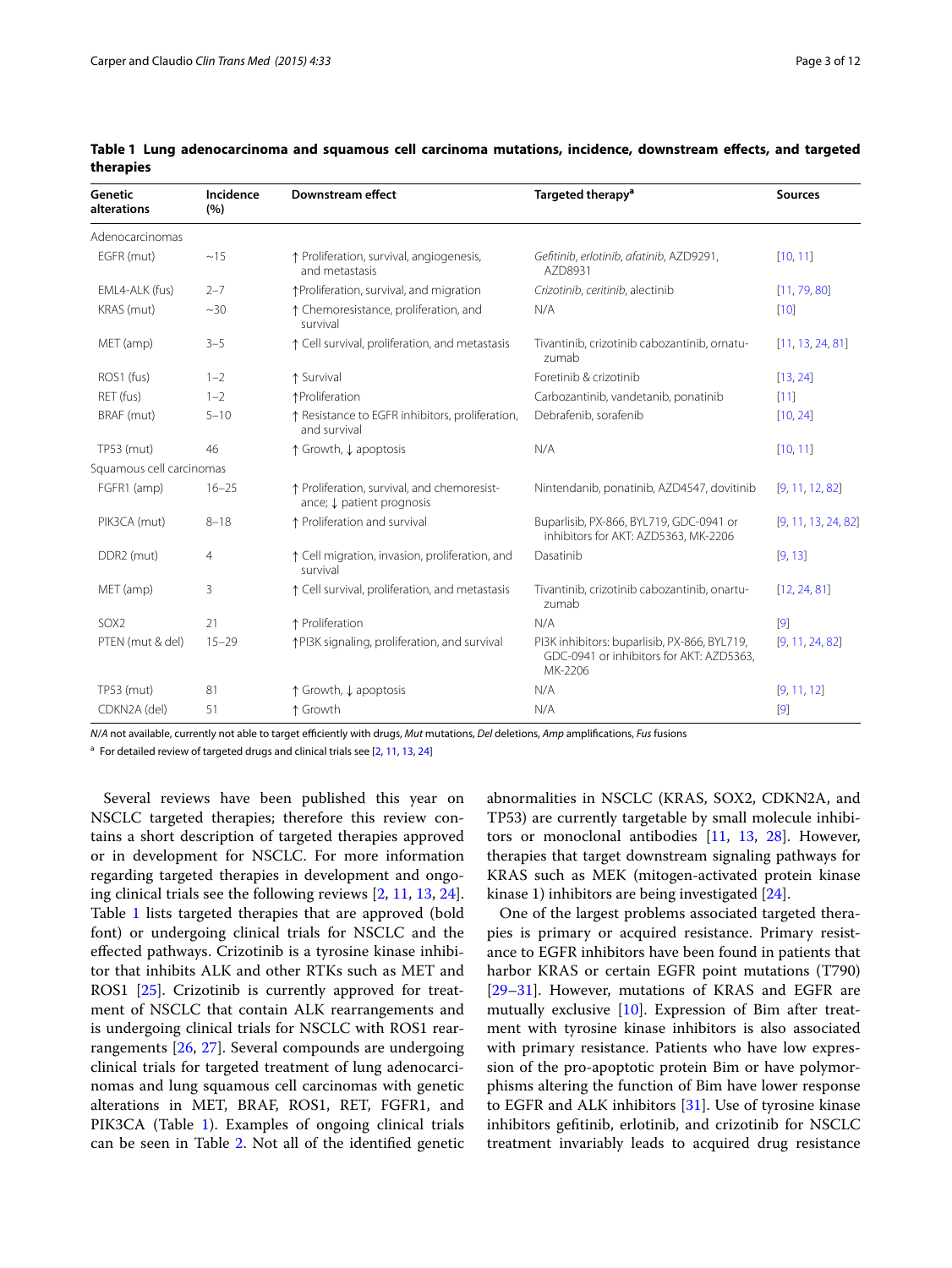**Table 1 Lung adenocarcinoma and squamous cell carcinoma mutations, incidence, downstream effects, and targeted therapies**

| Genetic alterations | Incidence (%) | Downstream effect | Targeted therapy[a] | Sources |
|---|---|---|---|---|
| Adenocarcinomas | | | | |
| EGFR (mut) | ~15 | ↑ Proliferation, survival, angiogenesis, and metastasis | *Gefitinib*, *erlotinib*, *afatinib*, AZD9291, AZD8931 | [10, 11] |
| EML4-ALK (fus) | 2–7 | ↑Proliferation, survival, and migration | *Crizotinib*, *ceritinib*, alectinib | [11, 79, 80] |
| KRAS (mut) | ~30 | ↑ Chemoresistance, proliferation, and survival | N/A | [10] |
| MET (amp) | 3–5 | ↑ Cell survival, proliferation, and metastasis | Tivantinib, crizotinib cabozantinib, ornatu-zumab | [11, 13, 24, 81] |
| ROS1 (fus) | 1–2 | ↑ Survival | Foretinib & crizotinib | [13, 24] |
| RET (fus) | 1–2 | ↑Proliferation | Carbozantinib, vandetanib, ponatinib | [11] |
| BRAF (mut) | 5–10 | ↑ Resistance to EGFR inhibitors, proliferation, and survival | Debrafenib, sorafenib | [10, 24] |
| TP53 (mut) | 46 | ↑ Growth, ↓ apoptosis | N/A | [10, 11] |
| Squamous cell carcinomas | | | | |
| FGFR1 (amp) | 16–25 | ↑ Proliferation, survival, and chemoresist-ance; ↓ patient prognosis | Nintendanib, ponatinib, AZD4547, dovitinib | [9, 11, 12, 82] |
| PIK3CA (mut) | 8–18 | ↑ Proliferation and survival | Buparlisib, PX-866, BYL719, GDC-0941 or inhibitors for AKT: AZD5363, MK-2206 | [9, 11, 13, 24, 82] |
| DDR2 (mut) | 4 | ↑ Cell migration, invasion, proliferation, and survival | Dasatinib | [9, 13] |
| MET (amp) | 3 | ↑ Cell survival, proliferation, and metastasis | Tivantinib, crizotinib cabozantinib, onartu-zumab | [12, 24, 81] |
| SOX2 | 21 | ↑ Proliferation | N/A | [9] |
| PTEN (mut & del) | 15–29 | ↑PI3K signaling, proliferation, and survival | PI3K inhibitors: buparlisib, PX-866, BYL719, GDC-0941 or inhibitors for AKT: AZD5363, MK-2206 | [9, 11, 24, 82] |
| TP53 (mut) | 81 | ↑ Growth, ↓ apoptosis | N/A | [9, 11, 12] |
| CDKN2A (del) | 51 | ↑ Growth | N/A | [9] |

*N/A* not available, currently not able to target efficiently with drugs, *Mut* mutations, *Del* deletions, *Amp* amplifications, *Fus* fusions

[a] For detailed review of targeted drugs and clinical trials see [2, 11, 13, 24]

Several reviews have been published this year on NSCLC targeted therapies; therefore this review contains a short description of targeted therapies approved or in development for NSCLC. For more information regarding targeted therapies in development and ongoing clinical trials see the following reviews [2, 11, 13, 24]. Table 1 lists targeted therapies that are approved (bold font) or undergoing clinical trials for NSCLC and the effected pathways. Crizotinib is a tyrosine kinase inhibitor that inhibits ALK and other RTKs such as MET and ROS1 [25]. Crizotinib is currently approved for treatment of NSCLC that contain ALK rearrangements and is undergoing clinical trials for NSCLC with ROS1 rearrangements [26, 27]. Several compounds are undergoing clinical trials for targeted treatment of lung adenocarcinomas and lung squamous cell carcinomas with genetic alterations in MET, BRAF, ROS1, RET, FGFR1, and PIK3CA (Table 1). Examples of ongoing clinical trials can be seen in Table 2. Not all of the identified genetic abnormalities in NSCLC (KRAS, SOX2, CDKN2A, and TP53) are currently targetable by small molecule inhibitors or monoclonal antibodies [11, 13, 28]. However, therapies that target downstream signaling pathways for KRAS such as MEK (mitogen-activated protein kinase kinase 1) inhibitors are being investigated [24].

One of the largest problems associated targeted therapies is primary or acquired resistance. Primary resistance to EGFR inhibitors have been found in patients that harbor KRAS or certain EGFR point mutations (T790) [29–31]. However, mutations of KRAS and EGFR are mutually exclusive [10]. Expression of Bim after treatment with tyrosine kinase inhibitors is also associated with primary resistance. Patients who have low expression of the pro-apoptotic protein Bim or have polymorphisms altering the function of Bim have lower response to EGFR and ALK inhibitors [31]. Use of tyrosine kinase inhibitors gefitinib, erlotinib, and crizotinib for NSCLC treatment invariably leads to acquired drug resistance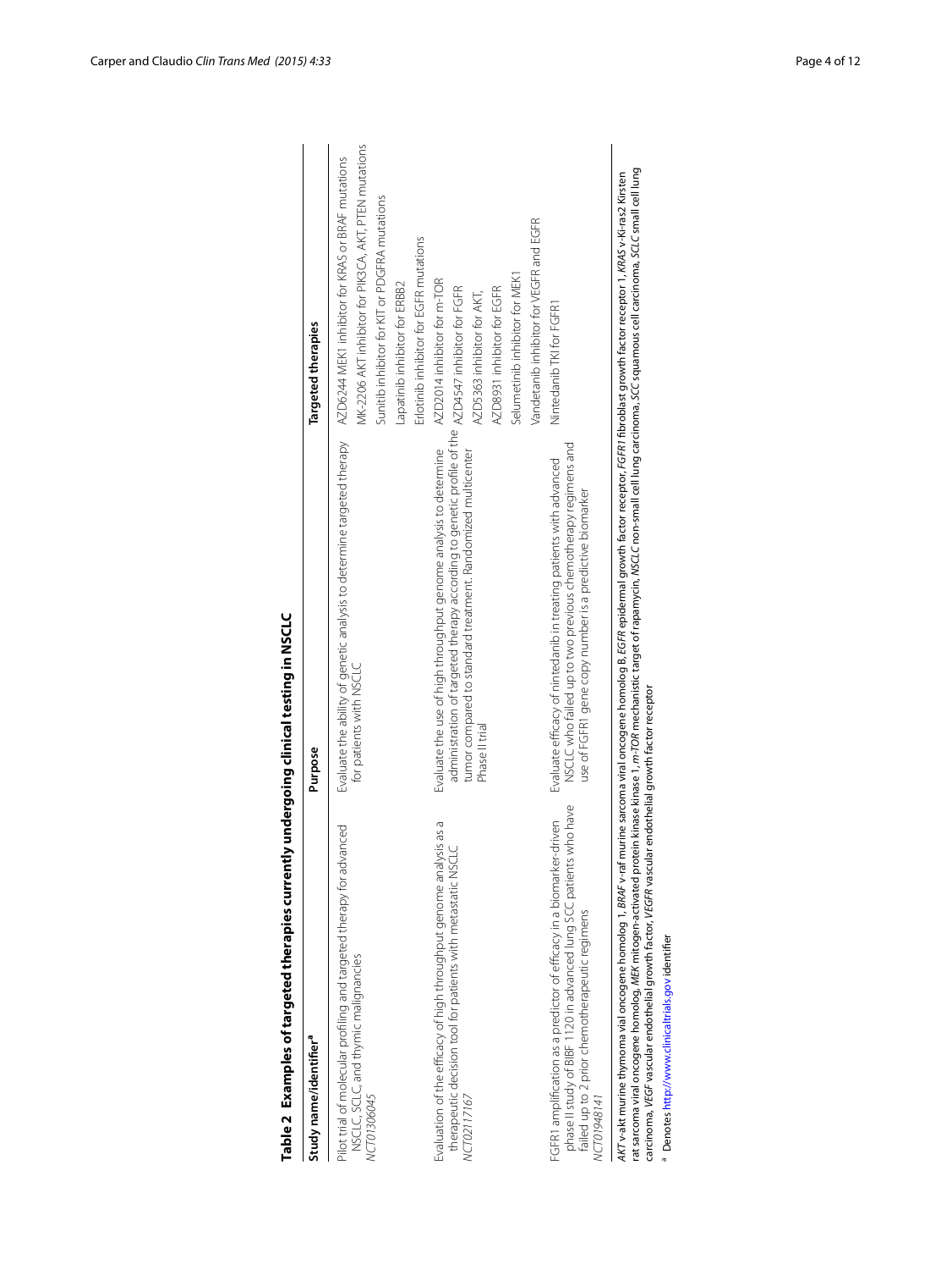**Table 2 Examples of targeted therapies currently undergoing clinical testing in NSCLC**

| Study name/identifier[a] | Purpose | Targeted therapies |
|---|---|---|
| Pilot trial of molecular profiling and targeted therapy for advanced NSCLC, SCLC, and thymic malignancies<br>*NCT01306045* | Evaluate the ability of genetic analysis to determine targeted therapy for patients with NSCLC | AZD6244 MEK1 inhibitor for KRAS or BRAF mutations<br>MK-2206 AKT inhibitor for PIK3CA, AKT, PTEN mutations<br>Sunitib inhibitor for KIT or PDGFRA mutations<br>Lapatinib inhibitor for ERBB2<br>Erlotinib inhibitor for EGFR mutations |
| Evaluation of the efficacy of high throughput genome analysis as a therapeutic decision tool for patients with metastatic NSCLC<br>*NCT02117167* | Evaluate the use of high throughput genome analysis to determine administration of targeted therapy according to genetic profile of the tumor compared to standard treatment. Randomized multicenter Phase II trial | AZD2014 inhibitor for m-TOR<br>AZD4547 inhibitor for FGFR<br>AZD5363 inhibitor for AKT,<br>AZD8931 inhibitor for EGFR<br>Selumetinib inhibitor for MEK1<br>Vandetanib inhibitor for VEGFR and EGFR |
| FGFR1 amplification as a predictor of efficacy in a biomarker-driven phase II study of BIBF 1120 in advanced lung SCC patients who have failed up to 2 prior chemotherapeutic regimens<br>*NCT01948141* | Evaluate efficacy of nintedanib in treating patients with advanced NSCLC who failed up to two previous chemotherapy regimens and use of FGFR1 gene copy number is a predictive biomarker | Nintedanib TKI for FGFR1 |

*AKT* v-akt murine thymoma vial oncogene homolog 1, *BRAF* v-raf murine sarcoma viral oncogene homolog B, *EGFR* epidermal growth factor receptor, *FGFR1* fibroblast growth factor receptor 1, *KRAS* v-Ki-ras2 Kirsten rat sarcoma viral oncogene homolog, *MEK* mitogen-activated protein kinase kinase 1, *m-TOR* mechanistic target of rapamycin, *NSCLC* non-small cell lung carcinoma, *SCC* squamous cell carcinoma, *SCLC* small cell lung carcinoma, *VEGF* vascular endothelial growth factor, *VEGFR* vascular endothelial growth factor receptor

[a] Denotes http://www.clinicaltrials.gov identifier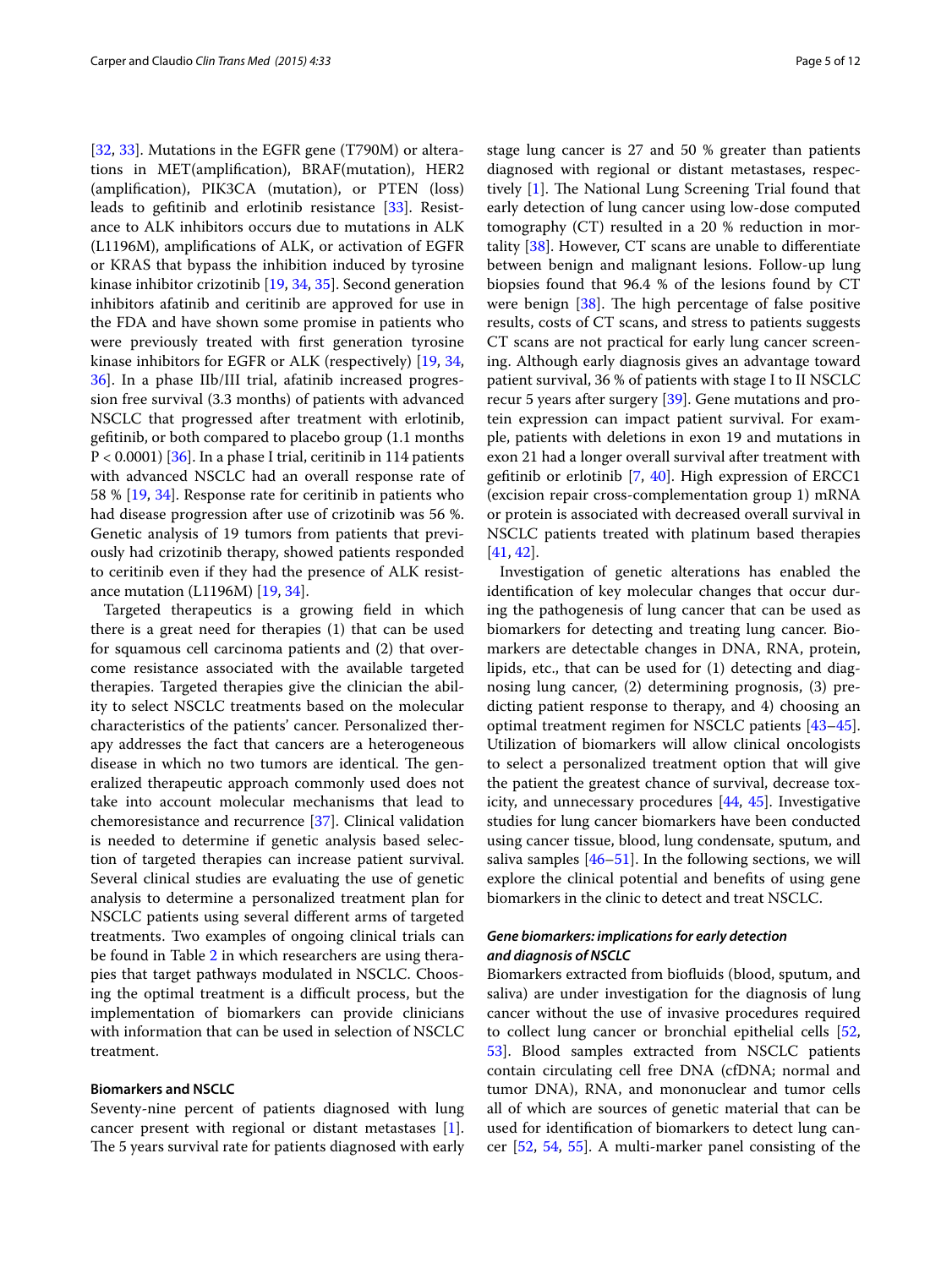[32, 33]. Mutations in the EGFR gene (T790M) or alterations in MET(amplification), BRAF(mutation), HER2 (amplification), PIK3CA (mutation), or PTEN (loss) leads to gefitinib and erlotinib resistance [33]. Resistance to ALK inhibitors occurs due to mutations in ALK (L1196M), amplifications of ALK, or activation of EGFR or KRAS that bypass the inhibition induced by tyrosine kinase inhibitor crizotinib [19, 34, 35]. Second generation inhibitors afatinib and ceritinib are approved for use in the FDA and have shown some promise in patients who were previously treated with first generation tyrosine kinase inhibitors for EGFR or ALK (respectively) [19, 34, 36]. In a phase IIb/III trial, afatinib increased progression free survival (3.3 months) of patients with advanced NSCLC that progressed after treatment with erlotinib, gefitinib, or both compared to placebo group (1.1 months $P < 0.0001$) [36]. In a phase I trial, ceritinib in 114 patients with advanced NSCLC had an overall response rate of 58 % [19, 34]. Response rate for ceritinib in patients who had disease progression after use of crizotinib was 56 %. Genetic analysis of 19 tumors from patients that previously had crizotinib therapy, showed patients responded to ceritinib even if they had the presence of ALK resistance mutation (L1196M) [19, 34].

Targeted therapeutics is a growing field in which there is a great need for therapies (1) that can be used for squamous cell carcinoma patients and (2) that overcome resistance associated with the available targeted therapies. Targeted therapies give the clinician the ability to select NSCLC treatments based on the molecular characteristics of the patients' cancer. Personalized therapy addresses the fact that cancers are a heterogeneous disease in which no two tumors are identical. The generalized therapeutic approach commonly used does not take into account molecular mechanisms that lead to chemoresistance and recurrence [37]. Clinical validation is needed to determine if genetic analysis based selection of targeted therapies can increase patient survival. Several clinical studies are evaluating the use of genetic analysis to determine a personalized treatment plan for NSCLC patients using several different arms of targeted treatments. Two examples of ongoing clinical trials can be found in Table 2 in which researchers are using therapies that target pathways modulated in NSCLC. Choosing the optimal treatment is a difficult process, but the implementation of biomarkers can provide clinicians with information that can be used in selection of NSCLC treatment.

## Biomarkers and NSCLC

Seventy-nine percent of patients diagnosed with lung cancer present with regional or distant metastases [1]. The 5 years survival rate for patients diagnosed with early stage lung cancer is 27 and 50 % greater than patients diagnosed with regional or distant metastases, respectively [1]. The National Lung Screening Trial found that early detection of lung cancer using low-dose computed tomography (CT) resulted in a 20 % reduction in mortality [38]. However, CT scans are unable to differentiate between benign and malignant lesions. Follow-up lung biopsies found that 96.4 % of the lesions found by CT were benign [38]. The high percentage of false positive results, costs of CT scans, and stress to patients suggests CT scans are not practical for early lung cancer screening. Although early diagnosis gives an advantage toward patient survival, 36 % of patients with stage I to II NSCLC recur 5 years after surgery [39]. Gene mutations and protein expression can impact patient survival. For example, patients with deletions in exon 19 and mutations in exon 21 had a longer overall survival after treatment with gefitinib or erlotinib [7, 40]. High expression of ERCC1 (excision repair cross-complementation group 1) mRNA or protein is associated with decreased overall survival in NSCLC patients treated with platinum based therapies [41, 42].

Investigation of genetic alterations has enabled the identification of key molecular changes that occur during the pathogenesis of lung cancer that can be used as biomarkers for detecting and treating lung cancer. Biomarkers are detectable changes in DNA, RNA, protein, lipids, etc., that can be used for (1) detecting and diagnosing lung cancer, (2) determining prognosis, (3) predicting patient response to therapy, and 4) choosing an optimal treatment regimen for NSCLC patients [43–45]. Utilization of biomarkers will allow clinical oncologists to select a personalized treatment option that will give the patient the greatest chance of survival, decrease toxicity, and unnecessary procedures [44, 45]. Investigative studies for lung cancer biomarkers have been conducted using cancer tissue, blood, lung condensate, sputum, and saliva samples [46–51]. In the following sections, we will explore the clinical potential and benefits of using gene biomarkers in the clinic to detect and treat NSCLC.

### *Gene biomarkers: implications for early detection and diagnosis of NSCLC*

Biomarkers extracted from biofluids (blood, sputum, and saliva) are under investigation for the diagnosis of lung cancer without the use of invasive procedures required to collect lung cancer or bronchial epithelial cells [52, 53]. Blood samples extracted from NSCLC patients contain circulating cell free DNA (cfDNA; normal and tumor DNA), RNA, and mononuclear and tumor cells all of which are sources of genetic material that can be used for identification of biomarkers to detect lung cancer [52, 54, 55]. A multi-marker panel consisting of the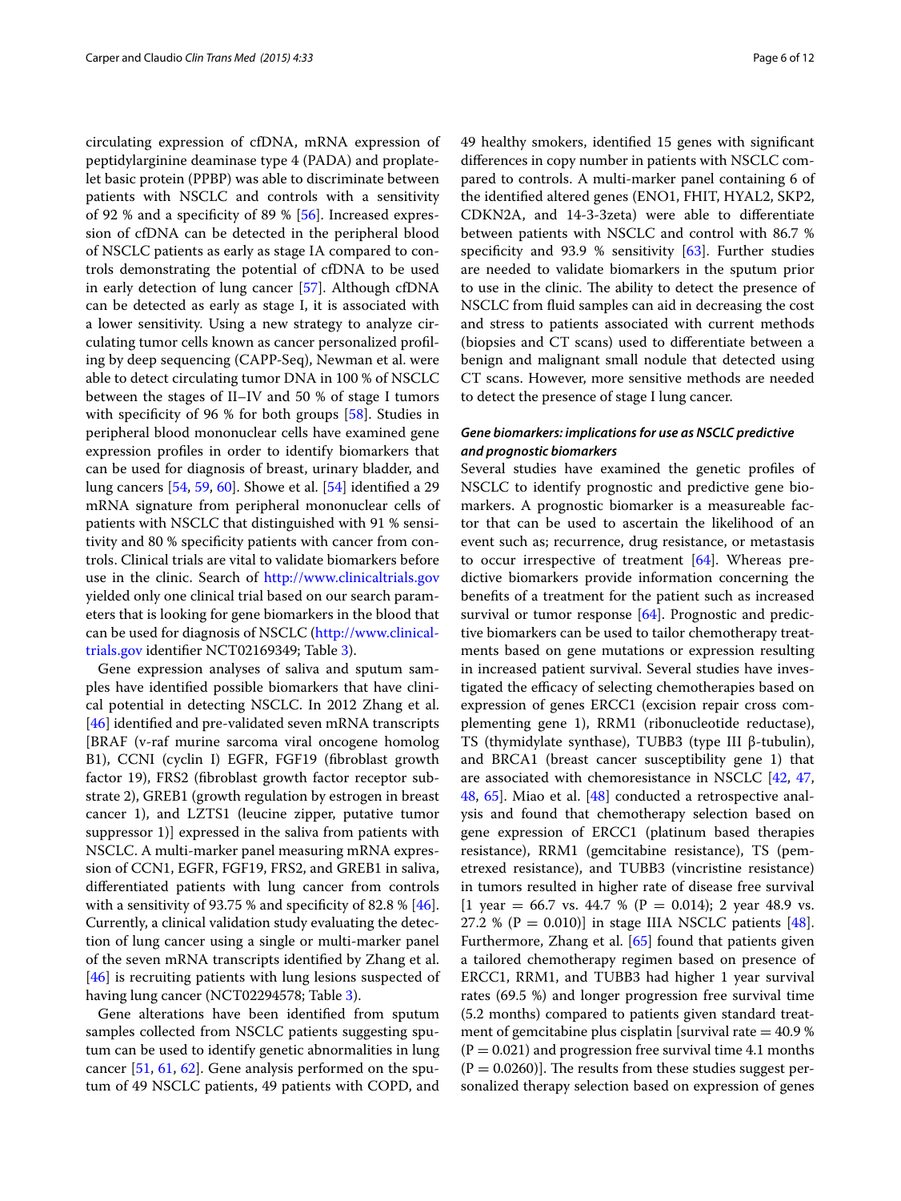circulating expression of cfDNA, mRNA expression of peptidylarginine deaminase type 4 (PADA) and proplatelet basic protein (PPBP) was able to discriminate between patients with NSCLC and controls with a sensitivity of 92 % and a specificity of 89 % [56]. Increased expression of cfDNA can be detected in the peripheral blood of NSCLC patients as early as stage IA compared to controls demonstrating the potential of cfDNA to be used in early detection of lung cancer [57]. Although cfDNA can be detected as early as stage I, it is associated with a lower sensitivity. Using a new strategy to analyze circulating tumor cells known as cancer personalized profiling by deep sequencing (CAPP-Seq), Newman et al. were able to detect circulating tumor DNA in 100 % of NSCLC between the stages of II–IV and 50 % of stage I tumors with specificity of 96 % for both groups [58]. Studies in peripheral blood mononuclear cells have examined gene expression profiles in order to identify biomarkers that can be used for diagnosis of breast, urinary bladder, and lung cancers [54, 59, 60]. Showe et al. [54] identified a 29 mRNA signature from peripheral mononuclear cells of patients with NSCLC that distinguished with 91 % sensitivity and 80 % specificity patients with cancer from controls. Clinical trials are vital to validate biomarkers before use in the clinic. Search of http://www.clinicaltrials.gov yielded only one clinical trial based on our search parameters that is looking for gene biomarkers in the blood that can be used for diagnosis of NSCLC (http://www.clinicaltrials.gov identifier NCT02169349; Table 3).

Gene expression analyses of saliva and sputum samples have identified possible biomarkers that have clinical potential in detecting NSCLC. In 2012 Zhang et al. [46] identified and pre-validated seven mRNA transcripts [BRAF (v-raf murine sarcoma viral oncogene homolog B1), CCNI (cyclin I) EGFR, FGF19 (fibroblast growth factor 19), FRS2 (fibroblast growth factor receptor substrate 2), GREB1 (growth regulation by estrogen in breast cancer 1), and LZTS1 (leucine zipper, putative tumor suppressor 1)] expressed in the saliva from patients with NSCLC. A multi-marker panel measuring mRNA expression of CCN1, EGFR, FGF19, FRS2, and GREB1 in saliva, differentiated patients with lung cancer from controls with a sensitivity of 93.75 % and specificity of 82.8 % [46]. Currently, a clinical validation study evaluating the detection of lung cancer using a single or multi-marker panel of the seven mRNA transcripts identified by Zhang et al. [46] is recruiting patients with lung lesions suspected of having lung cancer (NCT02294578; Table 3).

Gene alterations have been identified from sputum samples collected from NSCLC patients suggesting sputum can be used to identify genetic abnormalities in lung cancer [51, 61, 62]. Gene analysis performed on the sputum of 49 NSCLC patients, 49 patients with COPD, and 49 healthy smokers, identified 15 genes with significant differences in copy number in patients with NSCLC compared to controls. A multi-marker panel containing 6 of the identified altered genes (ENO1, FHIT, HYAL2, SKP2, CDKN2A, and 14-3-3zeta) were able to differentiate between patients with NSCLC and control with 86.7 % specificity and 93.9 % sensitivity [63]. Further studies are needed to validate biomarkers in the sputum prior to use in the clinic. The ability to detect the presence of NSCLC from fluid samples can aid in decreasing the cost and stress to patients associated with current methods (biopsies and CT scans) used to differentiate between a benign and malignant small nodule that detected using CT scans. However, more sensitive methods are needed to detect the presence of stage I lung cancer.

#### *Gene biomarkers: implications for use as NSCLC predictive and prognostic biomarkers*

Several studies have examined the genetic profiles of NSCLC to identify prognostic and predictive gene biomarkers. A prognostic biomarker is a measureable factor that can be used to ascertain the likelihood of an event such as; recurrence, drug resistance, or metastasis to occur irrespective of treatment [64]. Whereas predictive biomarkers provide information concerning the benefits of a treatment for the patient such as increased survival or tumor response [64]. Prognostic and predictive biomarkers can be used to tailor chemotherapy treatments based on gene mutations or expression resulting in increased patient survival. Several studies have investigated the efficacy of selecting chemotherapies based on expression of genes ERCC1 (excision repair cross complementing gene 1), RRM1 (ribonucleotide reductase), TS (thymidylate synthase), TUBB3 (type III β-tubulin), and BRCA1 (breast cancer susceptibility gene 1) that are associated with chemoresistance in NSCLC [42, 47, 48, 65]. Miao et al. [48] conducted a retrospective analysis and found that chemotherapy selection based on gene expression of ERCC1 (platinum based therapies resistance), RRM1 (gemcitabine resistance), TS (pemetrexed resistance), and TUBB3 (vincristine resistance) in tumors resulted in higher rate of disease free survival [1 year = 66.7 vs. 44.7 % ($P = 0.014$); 2 year 48.9 vs. 27.2 % ($P = 0.010$)] in stage IIIA NSCLC patients [48]. Furthermore, Zhang et al. [65] found that patients given a tailored chemotherapy regimen based on presence of ERCC1, RRM1, and TUBB3 had higher 1 year survival rates (69.5 %) and longer progression free survival time (5.2 months) compared to patients given standard treatment of gemcitabine plus cisplatin [survival rate = 40.9 % ($P = 0.021$) and progression free survival time 4.1 months ($P = 0.0260$)]. The results from these studies suggest personalized therapy selection based on expression of genes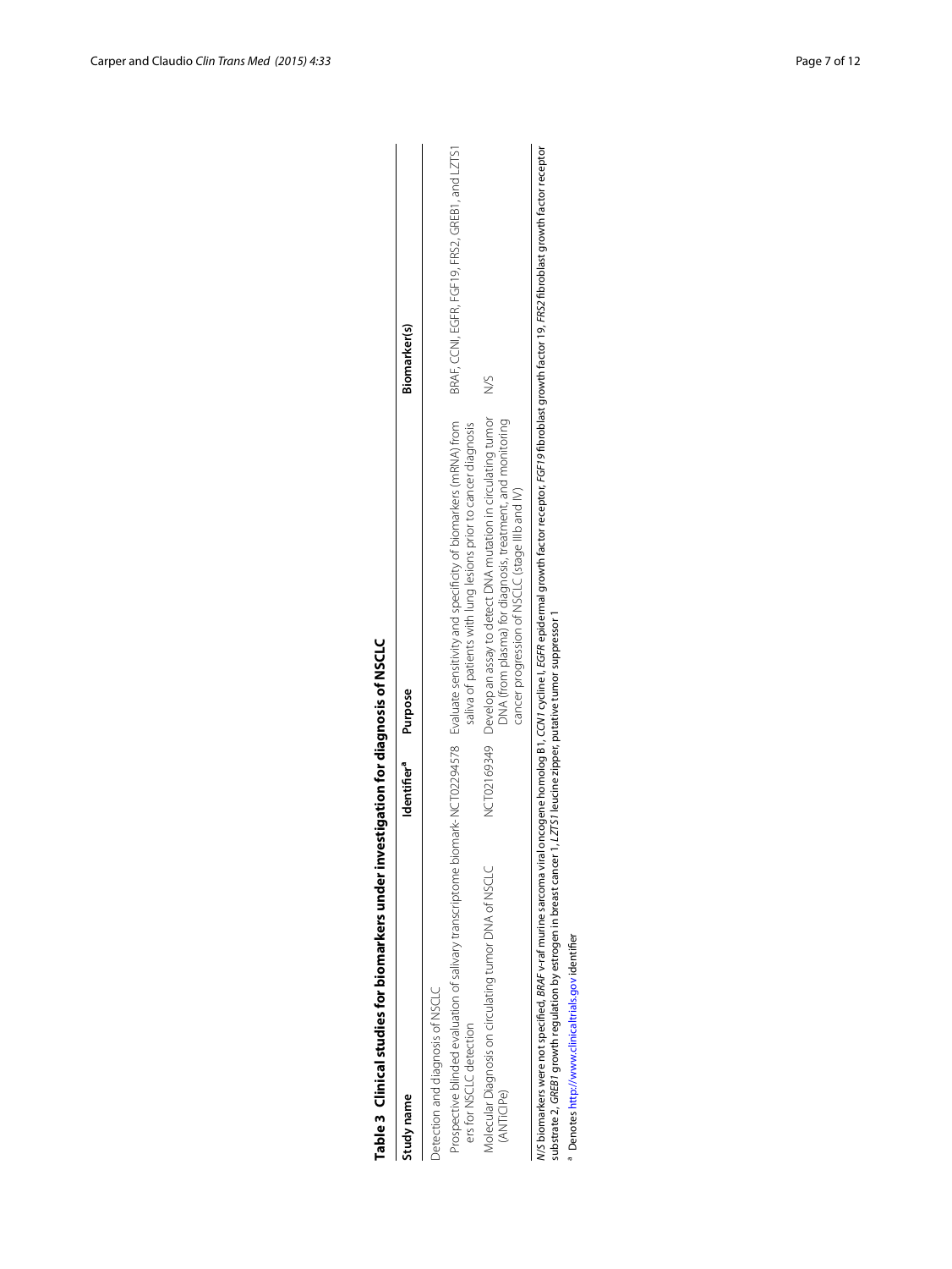**Table 3 Clinical studies for biomarkers under investigation for diagnosis of NSCLC**

| Study name | Identifier[a] | Purpose | Biomarker(s) |
|---|---|---|---|
| Detection and diagnosis of NSCLC | | | |
| Prospective blinded evaluation of salivary transcriptome biomarkers for NSCLC detection | NCT02294578 | Evaluate sensitivity and specificity of biomarkers (mRNA) from saliva of patients with lung lesions prior to cancer diagnosis | BRAF, CCNI, EGFR, FGF19, FRS2, GREB1, and LZTS1 |
| Molecular Diagnosis on circulating tumor DNA of NSCLC (ANTICIPe) | NCT02169349 | Develop an assay to detect DNA mutation in circulating tumor DNA (from plasma) for diagnosis, treatment, and monitoring cancer progression of NSCLC (stage IIIb and IV) | N/S |

*N/S* biomarkers were not specified, *BRAF* v-raf murine sarcoma viral oncogene homolog B1, *CCN1* cycline I, *EGFR* epidermal growth factor receptor, *FGF19* fibroblast growth factor 19, *FRS2* fibroblast growth factor receptor substrate 2, *GREB1* growth regulation by estrogen in breast cancer 1, *LZTS1* leucine zipper, putative tumor suppressor 1

[a] Denotes http://www.clinicaltrials.gov identifier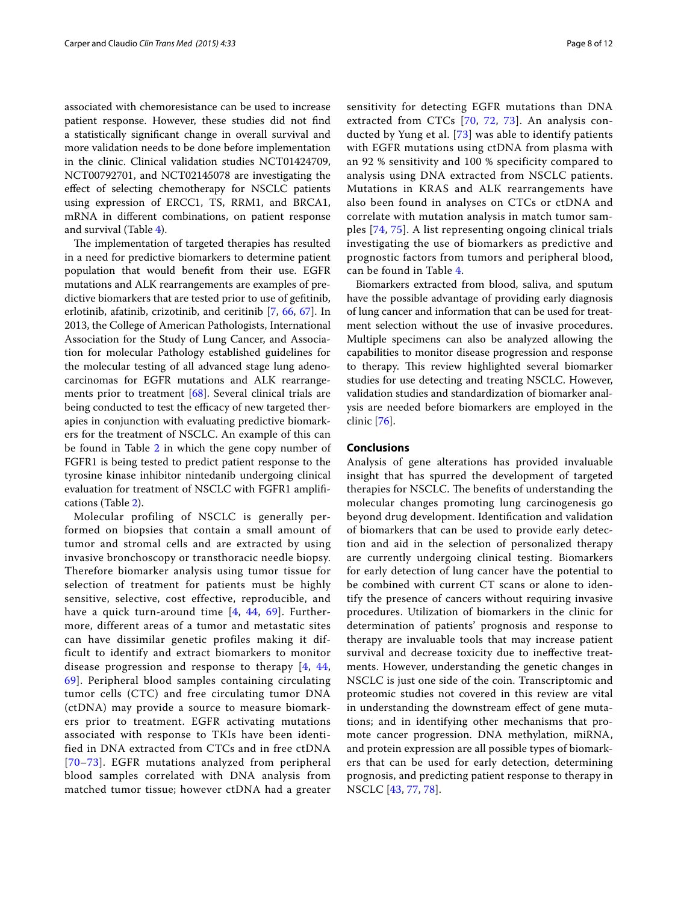associated with chemoresistance can be used to increase patient response. However, these studies did not find a statistically significant change in overall survival and more validation needs to be done before implementation in the clinic. Clinical validation studies NCT01424709, NCT00792701, and NCT02145078 are investigating the effect of selecting chemotherapy for NSCLC patients using expression of ERCC1, TS, RRM1, and BRCA1, mRNA in different combinations, on patient response and survival (Table 4).

The implementation of targeted therapies has resulted in a need for predictive biomarkers to determine patient population that would benefit from their use. EGFR mutations and ALK rearrangements are examples of predictive biomarkers that are tested prior to use of gefitinib, erlotinib, afatinib, crizotinib, and ceritinib [7, 66, 67]. In 2013, the College of American Pathologists, International Association for the Study of Lung Cancer, and Association for molecular Pathology established guidelines for the molecular testing of all advanced stage lung adenocarcinomas for EGFR mutations and ALK rearrangements prior to treatment [68]. Several clinical trials are being conducted to test the efficacy of new targeted therapies in conjunction with evaluating predictive biomarkers for the treatment of NSCLC. An example of this can be found in Table 2 in which the gene copy number of FGFR1 is being tested to predict patient response to the tyrosine kinase inhibitor nintedanib undergoing clinical evaluation for treatment of NSCLC with FGFR1 amplifications (Table 2).

Molecular profiling of NSCLC is generally performed on biopsies that contain a small amount of tumor and stromal cells and are extracted by using invasive bronchoscopy or transthoracic needle biopsy. Therefore biomarker analysis using tumor tissue for selection of treatment for patients must be highly sensitive, selective, cost effective, reproducible, and have a quick turn-around time [4, 44, 69]. Furthermore, different areas of a tumor and metastatic sites can have dissimilar genetic profiles making it difficult to identify and extract biomarkers to monitor disease progression and response to therapy [4, 44, 69]. Peripheral blood samples containing circulating tumor cells (CTC) and free circulating tumor DNA (ctDNA) may provide a source to measure biomarkers prior to treatment. EGFR activating mutations associated with response to TKIs have been identified in DNA extracted from CTCs and in free ctDNA [70–73]. EGFR mutations analyzed from peripheral blood samples correlated with DNA analysis from matched tumor tissue; however ctDNA had a greater sensitivity for detecting EGFR mutations than DNA extracted from CTCs [70, 72, 73]. An analysis conducted by Yung et al. [73] was able to identify patients with EGFR mutations using ctDNA from plasma with an 92 % sensitivity and 100 % specificity compared to analysis using DNA extracted from NSCLC patients. Mutations in KRAS and ALK rearrangements have also been found in analyses on CTCs or ctDNA and correlate with mutation analysis in match tumor samples [74, 75]. A list representing ongoing clinical trials investigating the use of biomarkers as predictive and prognostic factors from tumors and peripheral blood, can be found in Table 4.

Biomarkers extracted from blood, saliva, and sputum have the possible advantage of providing early diagnosis of lung cancer and information that can be used for treatment selection without the use of invasive procedures. Multiple specimens can also be analyzed allowing the capabilities to monitor disease progression and response to therapy. This review highlighted several biomarker studies for use detecting and treating NSCLC. However, validation studies and standardization of biomarker analysis are needed before biomarkers are employed in the clinic [76].

## Conclusions

Analysis of gene alterations has provided invaluable insight that has spurred the development of targeted therapies for NSCLC. The benefits of understanding the molecular changes promoting lung carcinogenesis go beyond drug development. Identification and validation of biomarkers that can be used to provide early detection and aid in the selection of personalized therapy are currently undergoing clinical testing. Biomarkers for early detection of lung cancer have the potential to be combined with current CT scans or alone to identify the presence of cancers without requiring invasive procedures. Utilization of biomarkers in the clinic for determination of patients' prognosis and response to therapy are invaluable tools that may increase patient survival and decrease toxicity due to ineffective treatments. However, understanding the genetic changes in NSCLC is just one side of the coin. Transcriptomic and proteomic studies not covered in this review are vital in understanding the downstream effect of gene mutations; and in identifying other mechanisms that promote cancer progression. DNA methylation, miRNA, and protein expression are all possible types of biomarkers that can be used for early detection, determining prognosis, and predicting patient response to therapy in NSCLC [43, 77, 78].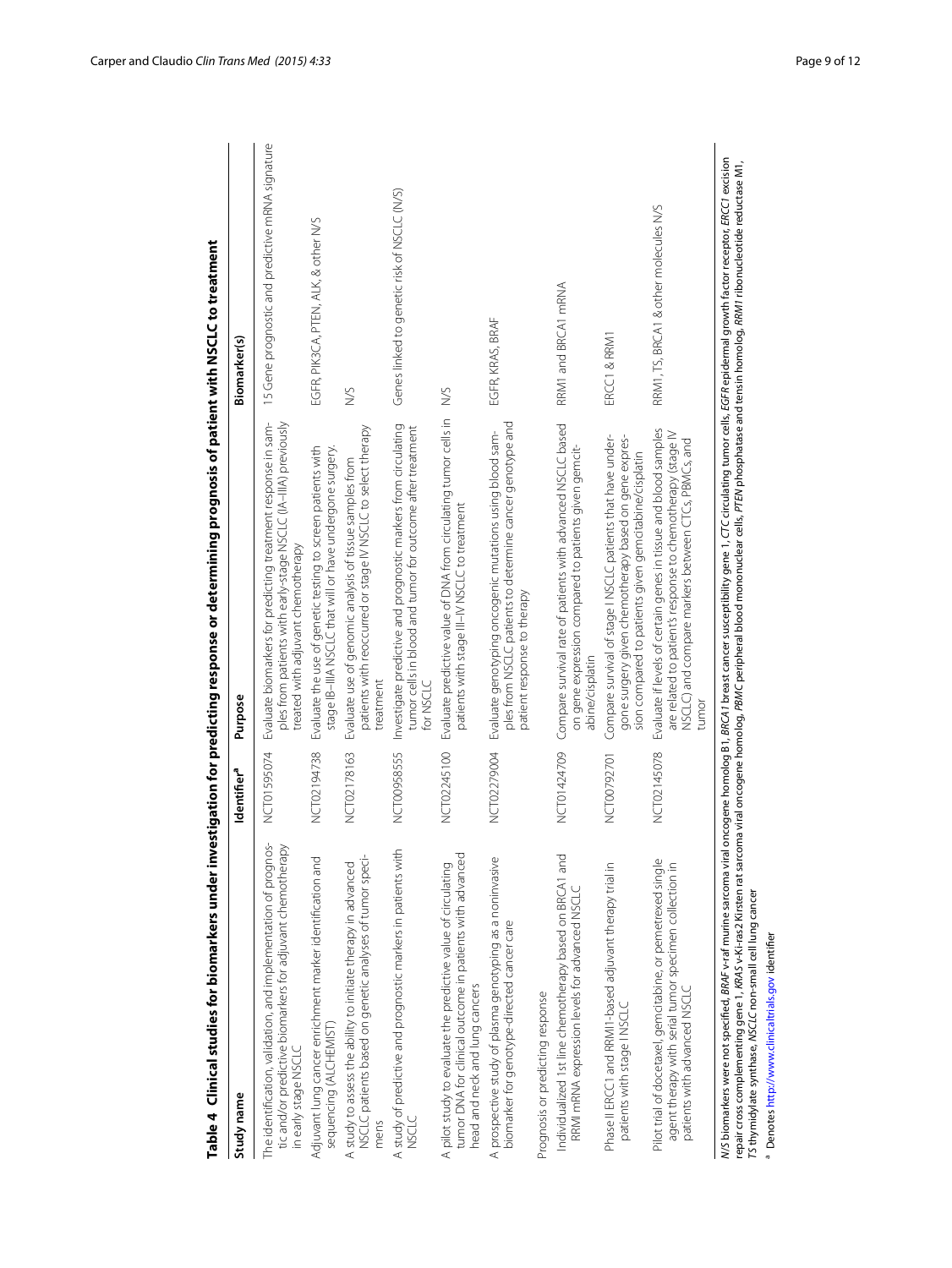**Table 4 Clinical studies for biomarkers under investigation for predicting response or determining prognosis of patient with NSCLC to treatment**

| Study name | Identifier[a] | Purpose | Biomarker(s) |
|---|---|---|---|
| The identification, validation, and implementation of prognostic and/or predictive biomarkers for adjuvant chemotherapy in early stage NSCLC | NCT01595074 | Evaluate biomarkers for predicting treatment response in samples from patients with early-stage NSCLC (IA–IIIA) previously treated with adjuvant chemotherapy | 15 Gene prognostic and predictive mRNA signature |
| Adjuvant lung cancer enrichment marker identification and sequencing (ALCHEMIST) | NCT02194738 | Evaluate the use of genetic testing to screen patients with stage IB–IIIA NSCLC that will or have undergone surgery. | EGFR, PIK3CA, PTEN, ALK, & other N/S |
| A study to assess the ability to initiate therapy in advanced NSCLC patients based on genetic analyses of tumor specimens | NCT02178163 | Evaluate use of genomic analysis of tissue samples from patients with reoccurred or stage IV NSCLC to select therapy treatment | N/S |
| A study of predictive and prognostic markers in patients with NSCLC | NCT00958555 | Investigate predictive and prognostic markers from circulating tumor cells in blood and tumor for outcome after treatment for NSCLC | Genes linked to genetic risk of NSCLC (N/S) |
| A pilot study to evaluate the predictive value of circulating tumor DNA for clinical outcome in patients with advanced head and neck and lung cancers | NCT02245100 | Evaluate predictive value of DNA from circulating tumor cells in patients with stage III–IV NSCLC to treatment | N/S |
| A prospective study of plasma genotyping as a noninvasive biomarker for genotype-directed cancer care | NCT02279004 | Evaluate genotyping oncogenic mutations using blood samples from NSCLC patients to determine cancer genotype and patient response to therapy | EGFR, KRAS, BRAF |
| Prognosis or predicting response | | | |
| Individualized 1st line chemotherapy based on BRCA1 and RRM mRNA expression levels for advanced NSCLC | NCT01424709 | Compare survival rate of patients with advanced NSCLC based on gene expression compared to patients given gemcitabine/cisplatin | RRM1 and BRCA1 mRNA |
| Phase II ERCC1 and RRM1-based adjuvant therapy trial in patients with stage I NSCLC | NCT00792701 | Compare survival of stage I NSCLC patients that have undergone surgery given chemotherapy based on gene expression compared to patients given gemcitabine/cisplatin | ERCC1 & RRM1 |
| Pilot trial of docetaxel, gemcitabine, or pemetrexed single agent therapy with serial tumor specimen collection in patients with advanced NSCLC | NCT02145078 | Evaluate if levels of certain genes in tissue and blood samples are related to patient's response to chemotherapy (stage IV NSCLC) and compare markers between CTCs, PBMCs, and tumor | RRM1, TS, BRCA1 & other molecules N/S |

*N/S* biomarkers were not specified, *BRAF* v-raf murine sarcoma viral oncogene homolog B1, *BRCA1* breast cancer susceptibility gene 1, *CTC* circulating tumor cells, *EGFR* epidermal growth factor receptor, *ERCC1* excision repair cross complementing gene 1, *KRAS* v-Ki-ras2 Kirsten rat sarcoma viral oncogene homolog, *PBMC* peripheral blood mononuclear cells, *PTEN* phosphatase and tensin homolog, *RRM1* ribonucleotide reductase M1, *TS* thymidylate synthase, *NSCLC* non-small cell lung cancer

[a] Denotes http://www.clinicaltrials.gov identifier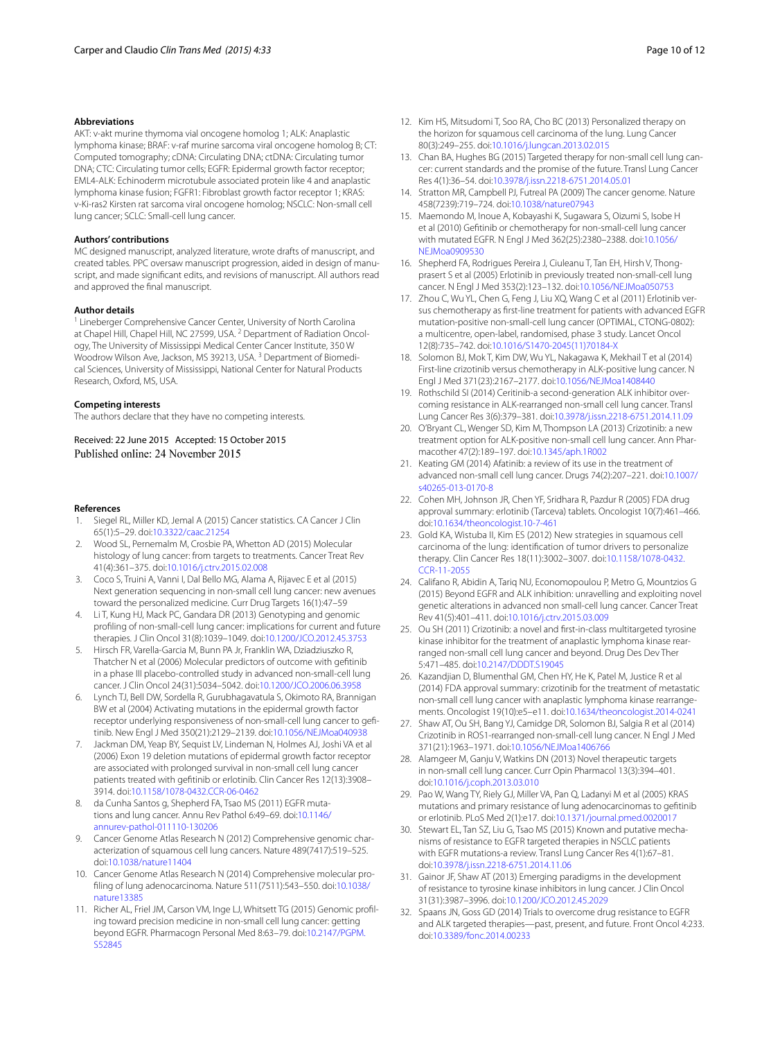### Abbreviations

AKT: v-akt murine thymoma vial oncogene homolog 1; ALK: Anaplastic lymphoma kinase; BRAF: v-raf murine sarcoma viral oncogene homolog B; CT: Computed tomography; cDNA: Circulating DNA; ctDNA: Circulating tumor DNA; CTC: Circulating tumor cells; EGFR: Epidermal growth factor receptor; EML4-ALK: Echinoderm microtubule associated protein like 4 and anaplastic lymphoma kinase fusion; FGFR1: Fibroblast growth factor receptor 1; KRAS: v-Ki-ras2 Kirsten rat sarcoma viral oncogene homolog; NSCLC: Non-small cell lung cancer; SCLC: Small-cell lung cancer.

### Authors' contributions

MC designed manuscript, analyzed literature, wrote drafts of manuscript, and created tables. PPC oversaw manuscript progression, aided in design of manuscript, and made significant edits, and revisions of manuscript. All authors read and approved the final manuscript.

### Author details

[1] Lineberger Comprehensive Cancer Center, University of North Carolina at Chapel Hill, Chapel Hill, NC 27599, USA. [2] Department of Radiation Oncology, The University of Mississippi Medical Center Cancer Institute, 350 W Woodrow Wilson Ave, Jackson, MS 39213, USA. [3] Department of Biomedical Sciences, University of Mississippi, National Center for Natural Products Research, Oxford, MS, USA.

### Competing interests

The authors declare that they have no competing interests.

Received: 22 June 2015 Accepted: 15 October 2015
Published online: 24 November 2015

### References

1. Siegel RL, Miller KD, Jemal A (2015) Cancer statistics. CA Cancer J Clin 65(1):5–29. doi:10.3322/caac.21254
2. Wood SL, Pernemalm M, Crosbie PA, Whetton AD (2015) Molecular histology of lung cancer: from targets to treatments. Cancer Treat Rev 41(4):361–375. doi:10.1016/j.ctrv.2015.02.008
3. Coco S, Truini A, Vanni I, Dal Bello MG, Alama A, Rijavec E et al (2015) Next generation sequencing in non-small cell lung cancer: new avenues toward the personalized medicine. Curr Drug Targets 16(1):47–59
4. Li T, Kung HJ, Mack PC, Gandara DR (2013) Genotyping and genomic profiling of non-small-cell lung cancer: implications for current and future therapies. J Clin Oncol 31(8):1039–1049. doi:10.1200/JCO.2012.45.3753
5. Hirsch FR, Varella-Garcia M, Bunn PA Jr, Franklin WA, Dziadziuszko R, Thatcher N et al (2006) Molecular predictors of outcome with gefitinib in a phase III placebo-controlled study in advanced non-small-cell lung cancer. J Clin Oncol 24(31):5034–5042. doi:10.1200/JCO.2006.06.3958
6. Lynch TJ, Bell DW, Sordella R, Gurubhagavatula S, Okimoto RA, Brannigan BW et al (2004) Activating mutations in the epidermal growth factor receptor underlying responsiveness of non-small-cell lung cancer to gefitinib. New Engl J Med 350(21):2129–2139. doi:10.1056/NEJMoa040938
7. Jackman DM, Yeap BY, Sequist LV, Lindeman N, Holmes AJ, Joshi VA et al (2006) Exon 19 deletion mutations of epidermal growth factor receptor are associated with prolonged survival in non-small cell lung cancer patients treated with gefitinib or erlotinib. Clin Cancer Res 12(13):3908–3914. doi:10.1158/1078-0432.CCR-06-0462
8. da Cunha Santos g, Shepherd FA, Tsao MS (2011) EGFR mutations and lung cancer. Annu Rev Pathol 6:49–69. doi:10.1146/annurev-pathol-011110-130206
9. Cancer Genome Atlas Research N (2012) Comprehensive genomic characterization of squamous cell lung cancers. Nature 489(7417):519–525. doi:10.1038/nature11404
10. Cancer Genome Atlas Research N (2014) Comprehensive molecular profiling of lung adenocarcinoma. Nature 511(7511):543–550. doi:10.1038/nature13385
11. Richer AL, Friel JM, Carson VM, Inge LJ, Whitsett TG (2015) Genomic profiling toward precision medicine in non-small cell lung cancer: getting beyond EGFR. Pharmacogn Personal Med 8:63–79. doi:10.2147/PGPM.S52845
12. Kim HS, Mitsudomi T, Soo RA, Cho BC (2013) Personalized therapy on the horizon for squamous cell carcinoma of the lung. Lung Cancer 80(3):249–255. doi:10.1016/j.lungcan.2013.02.015
13. Chan BA, Hughes BG (2015) Targeted therapy for non-small cell lung cancer: current standards and the promise of the future. Transl Lung Cancer Res 4(1):36–54. doi:10.3978/j.issn.2218-6751.2014.05.01
14. Stratton MR, Campbell PJ, Futreal PA (2009) The cancer genome. Nature 458(7239):719–724. doi:10.1038/nature07943
15. Maemondo M, Inoue A, Kobayashi K, Sugawara S, Oizumi S, Isobe H et al (2010) Gefitinib or chemotherapy for non-small-cell lung cancer with mutated EGFR. N Engl J Med 362(25):2380–2388. doi:10.1056/NEJMoa0909530
16. Shepherd FA, Rodrigues Pereira J, Ciuleanu T, Tan EH, Hirsh V, Thongprasert S et al (2005) Erlotinib in previously treated non-small-cell lung cancer. N Engl J Med 353(2):123–132. doi:10.1056/NEJMoa050753
17. Zhou C, Wu YL, Chen G, Feng J, Liu XQ, Wang C et al (2011) Erlotinib versus chemotherapy as first-line treatment for patients with advanced EGFR mutation-positive non-small-cell lung cancer (OPTIMAL, CTONG-0802): a multicentre, open-label, randomised, phase 3 study. Lancet Oncol 12(8):735–742. doi:10.1016/S1470-2045(11)70184-X
18. Solomon BJ, Mok T, Kim DW, Wu YL, Nakagawa K, Mekhail T et al (2014) First-line crizotinib versus chemotherapy in ALK-positive lung cancer. N Engl J Med 371(23):2167–2177. doi:10.1056/NEJMoa1408440
19. Rothschild SI (2014) Ceritinib-a second-generation ALK inhibitor overcoming resistance in ALK-rearranged non-small cell lung cancer. Transl Lung Cancer Res 3(6):379–381. doi:10.3978/j.issn.2218-6751.2014.11.09
20. O'Bryant CL, Wenger SD, Kim M, Thompson LA (2013) Crizotinib: a new treatment option for ALK-positive non-small cell lung cancer. Ann Pharmacother 47(2):189–197. doi:10.1345/aph.1R002
21. Keating GM (2014) Afatinib: a review of its use in the treatment of advanced non-small cell lung cancer. Drugs 74(2):207–221. doi:10.1007/s40265-013-0170-8
22. Cohen MH, Johnson JR, Chen YF, Sridhara R, Pazdur R (2005) FDA drug approval summary: erlotinib (Tarceva) tablets. Oncologist 10(7):461–466. doi:10.1634/theoncologist.10-7-461
23. Gold KA, Wistuba II, Kim ES (2012) New strategies in squamous cell carcinoma of the lung: identification of tumor drivers to personalize therapy. Clin Cancer Res 18(11):3002–3007. doi:10.1158/1078-0432.CCR-11-2055
24. Califano R, Abidin A, Tariq NU, Economopoulou P, Metro G, Mountzios G (2015) Beyond EGFR and ALK inhibition: unravelling and exploiting novel genetic alterations in advanced non small-cell lung cancer. Cancer Treat Rev 41(5):401–411. doi:10.1016/j.ctrv.2015.03.009
25. Ou SH (2011) Crizotinib: a novel and first-in-class multitargeted tyrosine kinase inhibitor for the treatment of anaplastic lymphoma kinase rearranged non-small cell lung cancer and beyond. Drug Des Dev Ther 5:471–485. doi:10.2147/DDDT.S19045
26. Kazandjian D, Blumenthal GM, Chen HY, He K, Patel M, Justice R et al (2014) FDA approval summary: crizotinib for the treatment of metastatic non-small cell lung cancer with anaplastic lymphoma kinase rearrangements. Oncologist 19(10):e5–e11. doi:10.1634/theoncologist.2014-0241
27. Shaw AT, Ou SH, Bang YJ, Camidge DR, Solomon BJ, Salgia R et al (2014) Crizotinib in ROS1-rearranged non-small-cell lung cancer. N Engl J Med 371(21):1963–1971. doi:10.1056/NEJMoa1406766
28. Alamgeer M, Ganju V, Watkins DN (2013) Novel therapeutic targets in non-small cell lung cancer. Curr Opin Pharmacol 13(3):394–401. doi:10.1016/j.coph.2013.03.010
29. Pao W, Wang TY, Riely GJ, Miller VA, Pan Q, Ladanyi M et al (2005) KRAS mutations and primary resistance of lung adenocarcinomas to gefitinib or erlotinib. PLoS Med 2(1):e17. doi:10.1371/journal.pmed.0020017
30. Stewart EL, Tan SZ, Liu G, Tsao MS (2015) Known and putative mechanisms of resistance to EGFR targeted therapies in NSCLC patients with EGFR mutations-a review. Transl Lung Cancer Res 4(1):67–81. doi:10.3978/j.issn.2218-6751.2014.11.06
31. Gainor JF, Shaw AT (2013) Emerging paradigms in the development of resistance to tyrosine kinase inhibitors in lung cancer. J Clin Oncol 31(31):3987–3996. doi:10.1200/JCO.2012.45.2029
32. Spaans JN, Goss GD (2014) Trials to overcome drug resistance to EGFR and ALK targeted therapies—past, present, and future. Front Oncol 4:233. doi:10.3389/fonc.2014.00233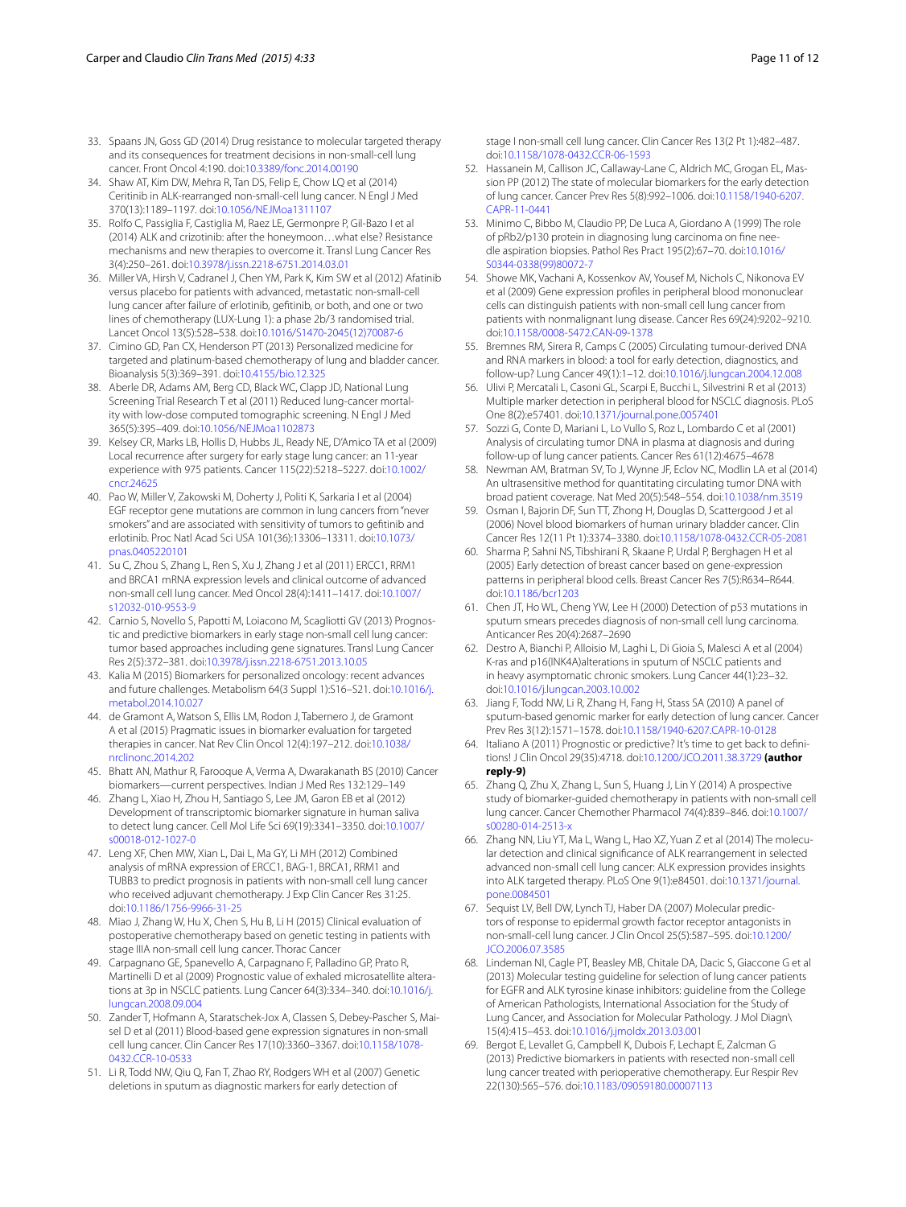33. Spaans JN, Goss GD (2014) Drug resistance to molecular targeted therapy and its consequences for treatment decisions in non-small-cell lung cancer. Front Oncol 4:190. doi:10.3389/fonc.2014.00190
34. Shaw AT, Kim DW, Mehra R, Tan DS, Felip E, Chow LQ et al (2014) Ceritinib in ALK-rearranged non-small-cell lung cancer. N Engl J Med 370(13):1189–1197. doi:10.1056/NEJMoa1311107
35. Rolfo C, Passiglia F, Castiglia M, Raez LE, Germonpre P, Gil-Bazo I et al (2014) ALK and crizotinib: after the honeymoon…what else? Resistance mechanisms and new therapies to overcome it. Transl Lung Cancer Res 3(4):250–261. doi:10.3978/j.issn.2218-6751.2014.03.01
36. Miller VA, Hirsh V, Cadranel J, Chen YM, Park K, Kim SW et al (2012) Afatinib versus placebo for patients with advanced, metastatic non-small-cell lung cancer after failure of erlotinib, gefitinib, or both, and one or two lines of chemotherapy (LUX-Lung 1): a phase 2b/3 randomised trial. Lancet Oncol 13(5):528–538. doi:10.1016/S1470-2045(12)70087-6
37. Cimino GD, Pan CX, Henderson PT (2013) Personalized medicine for targeted and platinum-based chemotherapy of lung and bladder cancer. Bioanalysis 5(3):369–391. doi:10.4155/bio.12.325
38. Aberle DR, Adams AM, Berg CD, Black WC, Clapp JD, National Lung Screening Trial Research T et al (2011) Reduced lung-cancer mortality with low-dose computed tomographic screening. N Engl J Med 365(5):395–409. doi:10.1056/NEJMoa1102873
39. Kelsey CR, Marks LB, Hollis D, Hubbs JL, Ready NE, D'Amico TA et al (2009) Local recurrence after surgery for early stage lung cancer: an 11-year experience with 975 patients. Cancer 115(22):5218–5227. doi:10.1002/cncr.24625
40. Pao W, Miller V, Zakowski M, Doherty J, Politi K, Sarkaria I et al (2004) EGF receptor gene mutations are common in lung cancers from "never smokers" and are associated with sensitivity of tumors to gefitinib and erlotinib. Proc Natl Acad Sci USA 101(36):13306–13311. doi:10.1073/pnas.0405220101
41. Su C, Zhou S, Zhang L, Ren S, Xu J, Zhang J et al (2011) ERCC1, RRM1 and BRCA1 mRNA expression levels and clinical outcome of advanced non-small cell lung cancer. Med Oncol 28(4):1411–1417. doi:10.1007/s12032-010-9553-9
42. Carnio S, Novello S, Papotti M, Loiacono M, Scagliotti GV (2013) Prognostic and predictive biomarkers in early stage non-small cell lung cancer: tumor based approaches including gene signatures. Transl Lung Cancer Res 2(5):372–381. doi:10.3978/j.issn.2218-6751.2013.10.05
43. Kalia M (2015) Biomarkers for personalized oncology: recent advances and future challenges. Metabolism 64(3 Suppl 1):S16–S21. doi:10.1016/j.metabol.2014.10.027
44. de Gramont A, Watson S, Ellis LM, Rodon J, Tabernero J, de Gramont A et al (2015) Pragmatic issues in biomarker evaluation for targeted therapies in cancer. Nat Rev Clin Oncol 12(4):197–212. doi:10.1038/nrclinonc.2014.202
45. Bhatt AN, Mathur R, Farooque A, Verma A, Dwarakanath BS (2010) Cancer biomarkers—current perspectives. Indian J Med Res 132:129–149
46. Zhang L, Xiao H, Zhou H, Santiago S, Lee JM, Garon EB et al (2012) Development of transcriptomic biomarker signature in human saliva to detect lung cancer. Cell Mol Life Sci 69(19):3341–3350. doi:10.1007/s00018-012-1027-0
47. Leng XF, Chen MW, Xian L, Dai L, Ma GY, Li MH (2012) Combined analysis of mRNA expression of ERCC1, BAG-1, BRCA1, RRM1 and TUBB3 to predict prognosis in patients with non-small cell lung cancer who received adjuvant chemotherapy. J Exp Clin Cancer Res 31:25. doi:10.1186/1756-9966-31-25
48. Miao J, Zhang W, Hu X, Chen S, Hu B, Li H (2015) Clinical evaluation of postoperative chemotherapy based on genetic testing in patients with stage IIIA non-small cell lung cancer. Thorac Cancer
49. Carpagnano GE, Spanevello A, Carpagnano F, Palladino GP, Prato R, Martinelli D et al (2009) Prognostic value of exhaled microsatellite alterations at 3p in NSCLC patients. Lung Cancer 64(3):334–340. doi:10.1016/j.lungcan.2008.09.004
50. Zander T, Hofmann A, Staratschek-Jox A, Classen S, Debey-Pascher S, Maisel D et al (2011) Blood-based gene expression signatures in non-small cell lung cancer. Clin Cancer Res 17(10):3360–3367. doi:10.1158/1078-0432.CCR-10-0533
51. Li R, Todd NW, Qiu Q, Fan T, Zhao RY, Rodgers WH et al (2007) Genetic deletions in sputum as diagnostic markers for early detection of stage I non-small cell lung cancer. Clin Cancer Res 13(2 Pt 1):482–487. doi:10.1158/1078-0432.CCR-06-1593
52. Hassanein M, Callison JC, Callaway-Lane C, Aldrich MC, Grogan EL, Massion PP (2012) The state of molecular biomarkers for the early detection of lung cancer. Cancer Prev Res 5(8):992–1006. doi:10.1158/1940-6207.CAPR-11-0441
53. Minimo C, Bibbo M, Claudio PP, De Luca A, Giordano A (1999) The role of pRb2/p130 protein in diagnosing lung carcinoma on fine needle aspiration biopsies. Pathol Res Pract 195(2):67–70. doi:10.1016/S0344-0338(99)80072-7
54. Showe MK, Vachani A, Kossenkov AV, Yousef M, Nichols C, Nikonova EV et al (2009) Gene expression profiles in peripheral blood mononuclear cells can distinguish patients with non-small cell lung cancer from patients with nonmalignant lung disease. Cancer Res 69(24):9202–9210. doi:10.1158/0008-5472.CAN-09-1378
55. Bremnes RM, Sirera R, Camps C (2005) Circulating tumour-derived DNA and RNA markers in blood: a tool for early detection, diagnostics, and follow-up? Lung Cancer 49(1):1–12. doi:10.1016/j.lungcan.2004.12.008
56. Ulivi P, Mercatali L, Casoni GL, Scarpi E, Bucchi L, Silvestrini R et al (2013) Multiple marker detection in peripheral blood for NSCLC diagnosis. PLoS One 8(2):e57401. doi:10.1371/journal.pone.0057401
57. Sozzi G, Conte D, Mariani L, Lo Vullo S, Roz L, Lombardo C et al (2001) Analysis of circulating tumor DNA in plasma at diagnosis and during follow-up of lung cancer patients. Cancer Res 61(12):4675–4678
58. Newman AM, Bratman SV, To J, Wynne JF, Eclov NC, Modlin LA et al (2014) An ultrasensitive method for quantitating circulating tumor DNA with broad patient coverage. Nat Med 20(5):548–554. doi:10.1038/nm.3519
59. Osman I, Bajorin DF, Sun TT, Zhong H, Douglas D, Scattergood J et al (2006) Novel blood biomarkers of human urinary bladder cancer. Clin Cancer Res 12(11 Pt 1):3374–3380. doi:10.1158/1078-0432.CCR-05-2081
60. Sharma P, Sahni NS, Tibshirani R, Skaane P, Urdal P, Berghagen H et al (2005) Early detection of breast cancer based on gene-expression patterns in peripheral blood cells. Breast Cancer Res 7(5):R634–R644. doi:10.1186/bcr1203
61. Chen JT, Ho WL, Cheng YW, Lee H (2000) Detection of p53 mutations in sputum smears precedes diagnosis of non-small cell lung carcinoma. Anticancer Res 20(4):2687–2690
62. Destro A, Bianchi P, Alloisio M, Laghi L, Di Gioia S, Malesci A et al (2004) K-ras and p16(INK4A)alterations in sputum of NSCLC patients and in heavy asymptomatic chronic smokers. Lung Cancer 44(1):23–32. doi:10.1016/j.lungcan.2003.10.002
63. Jiang F, Todd NW, Li R, Zhang H, Fang H, Stass SA (2010) A panel of sputum-based genomic marker for early detection of lung cancer. Cancer Prev Res 3(12):1571–1578. doi:10.1158/1940-6207.CAPR-10-0128
64. Italiano A (2011) Prognostic or predictive? It's time to get back to definitions! J Clin Oncol 29(35):4718. doi:10.1200/JCO.2011.38.3729 **(author reply-9)**
65. Zhang Q, Zhu X, Zhang L, Sun S, Huang J, Lin Y (2014) A prospective study of biomarker-guided chemotherapy in patients with non-small cell lung cancer. Cancer Chemother Pharmacol 74(4):839–846. doi:10.1007/s00280-014-2513-x
66. Zhang NN, Liu YT, Ma L, Wang L, Hao XZ, Yuan Z et al (2014) The molecular detection and clinical significance of ALK rearrangement in selected advanced non-small cell lung cancer: ALK expression provides insights into ALK targeted therapy. PLoS One 9(1):e84501. doi:10.1371/journal.pone.0084501
67. Sequist LV, Bell DW, Lynch TJ, Haber DA (2007) Molecular predictors of response to epidermal growth factor receptor antagonists in non-small-cell lung cancer. J Clin Oncol 25(5):587–595. doi:10.1200/JCO.2006.07.3585
68. Lindeman NI, Cagle PT, Beasley MB, Chitale DA, Dacic S, Giaccone G et al (2013) Molecular testing guideline for selection of lung cancer patients for EGFR and ALK tyrosine kinase inhibitors: guideline from the College of American Pathologists, International Association for the Study of Lung Cancer, and Association for Molecular Pathology. J Mol Diagn\ 15(4):415–453. doi:10.1016/j.jmoldx.2013.03.001
69. Bergot E, Levallet G, Campbell K, Dubois F, Lechapt E, Zalcman G (2013) Predictive biomarkers in patients with resected non-small cell lung cancer treated with perioperative chemotherapy. Eur Respir Rev 22(130):565–576. doi:10.1183/09059180.00007113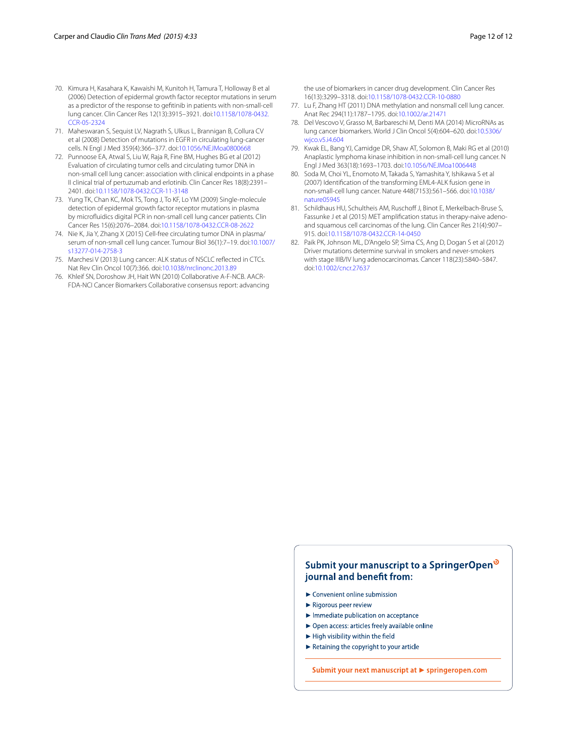70. Kimura H, Kasahara K, Kawaishi M, Kunitoh H, Tamura T, Holloway B et al (2006) Detection of epidermal growth factor receptor mutations in serum as a predictor of the response to gefitinib in patients with non-small-cell lung cancer. Clin Cancer Res 12(13):3915–3921. doi:10.1158/1078-0432.CCR-05-2324
71. Maheswaran S, Sequist LV, Nagrath S, Ulkus L, Brannigan B, Collura CV et al (2008) Detection of mutations in EGFR in circulating lung-cancer cells. N Engl J Med 359(4):366–377. doi:10.1056/NEJMoa0800668
72. Punnoose EA, Atwal S, Liu W, Raja R, Fine BM, Hughes BG et al (2012) Evaluation of circulating tumor cells and circulating tumor DNA in non-small cell lung cancer: association with clinical endpoints in a phase II clinical trial of pertuzumab and erlotinib. Clin Cancer Res 18(8):2391–2401. doi:10.1158/1078-0432.CCR-11-3148
73. Yung TK, Chan KC, Mok TS, Tong J, To KF, Lo YM (2009) Single-molecule detection of epidermal growth factor receptor mutations in plasma by microfluidics digital PCR in non-small cell lung cancer patients. Clin Cancer Res 15(6):2076–2084. doi:10.1158/1078-0432.CCR-08-2622
74. Nie K, Jia Y, Zhang X (2015) Cell-free circulating tumor DNA in plasma/serum of non-small cell lung cancer. Tumour Biol 36(1):7–19. doi:10.1007/s13277-014-2758-3
75. Marchesi V (2013) Lung cancer: ALK status of NSCLC reflected in CTCs. Nat Rev Clin Oncol 10(7):366. doi:10.1038/nrclinonc.2013.89
76. Khleif SN, Doroshow JH, Hait WN (2010) Collaborative A-F-NCB. AACR-FDA-NCI Cancer Biomarkers Collaborative consensus report: advancing the use of biomarkers in cancer drug development. Clin Cancer Res 16(13):3299–3318. doi:10.1158/1078-0432.CCR-10-0880
77. Lu F, Zhang HT (2011) DNA methylation and nonsmall cell lung cancer. Anat Rec 294(11):1787–1795. doi:10.1002/ar.21471
78. Del Vescovo V, Grasso M, Barbareschi M, Denti MA (2014) MicroRNAs as lung cancer biomarkers. World J Clin Oncol 5(4):604–620. doi:10.5306/wjco.v5.i4.604
79. Kwak EL, Bang YJ, Camidge DR, Shaw AT, Solomon B, Maki RG et al (2010) Anaplastic lymphoma kinase inhibition in non-small-cell lung cancer. N Engl J Med 363(18):1693–1703. doi:10.1056/NEJMoa1006448
80. Soda M, Choi YL, Enomoto M, Takada S, Yamashita Y, Ishikawa S et al (2007) Identification of the transforming EML4-ALK fusion gene in non-small-cell lung cancer. Nature 448(7153):561–566. doi:10.1038/nature05945
81. Schildhaus HU, Schultheis AM, Ruschoff J, Binot E, Merkelbach-Bruse S, Fassunke J et al (2015) MET amplification status in therapy-naive adeno- and squamous cell carcinomas of the lung. Clin Cancer Res 21(4):907–915. doi:10.1158/1078-0432.CCR-14-0450
82. Paik PK, Johnson ML, D'Angelo SP, Sima CS, Ang D, Dogan S et al (2012) Driver mutations determine survival in smokers and never-smokers with stage IIIB/IV lung adenocarcinomas. Cancer 118(23):5840–5847. doi:10.1002/cncr.27637

**Submit your manuscript to a SpringerOpen journal and benefit from:**

- ► Convenient online submission
- ► Rigorous peer review
- ► Immediate publication on acceptance
- ► Open access: articles freely available online
- ► High visibility within the field
- ► Retaining the copyright to your article

**Submit your next manuscript at ► springeropen.com**